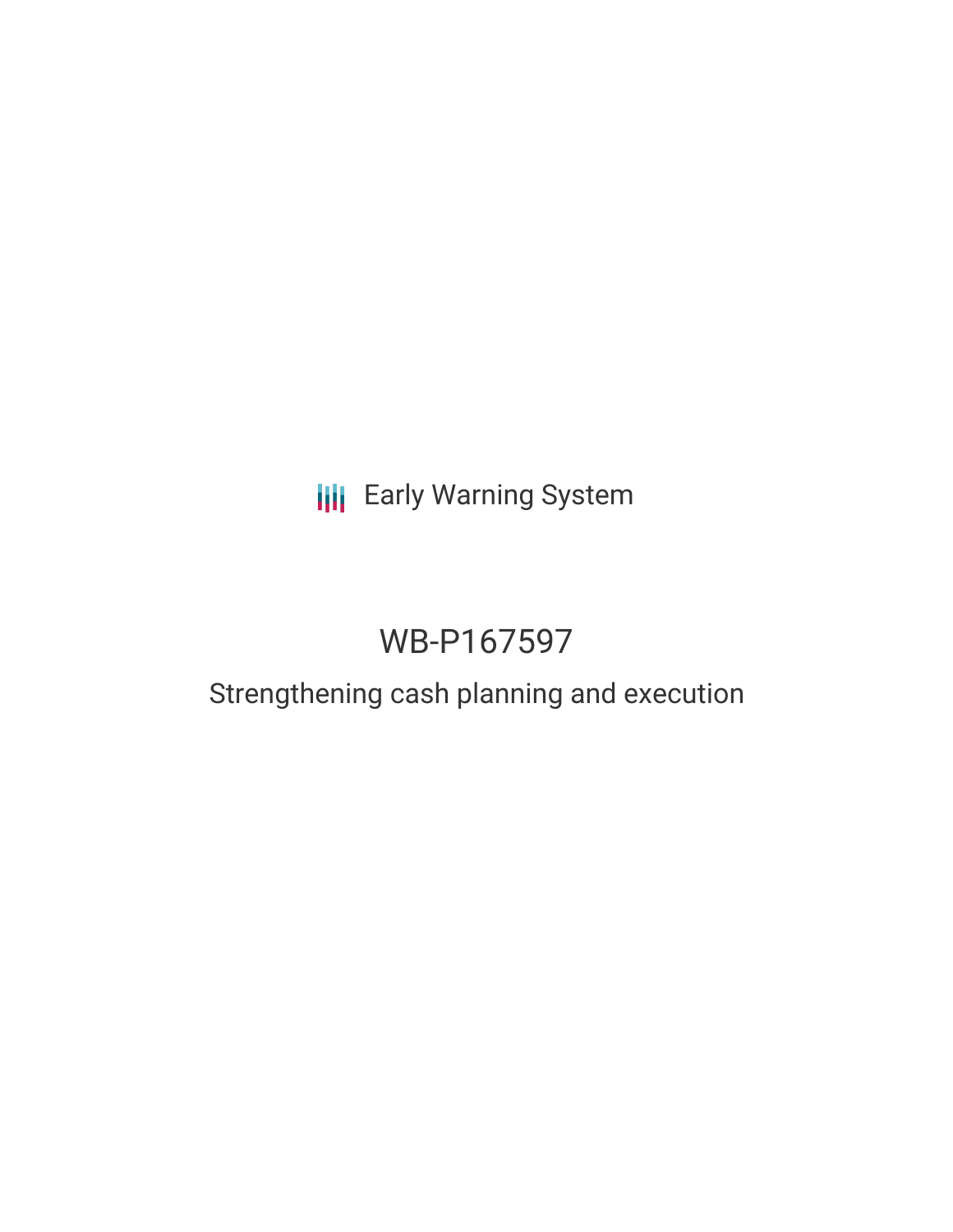Early Warning System

# WB-P167597

## Strengthening cash planning and execution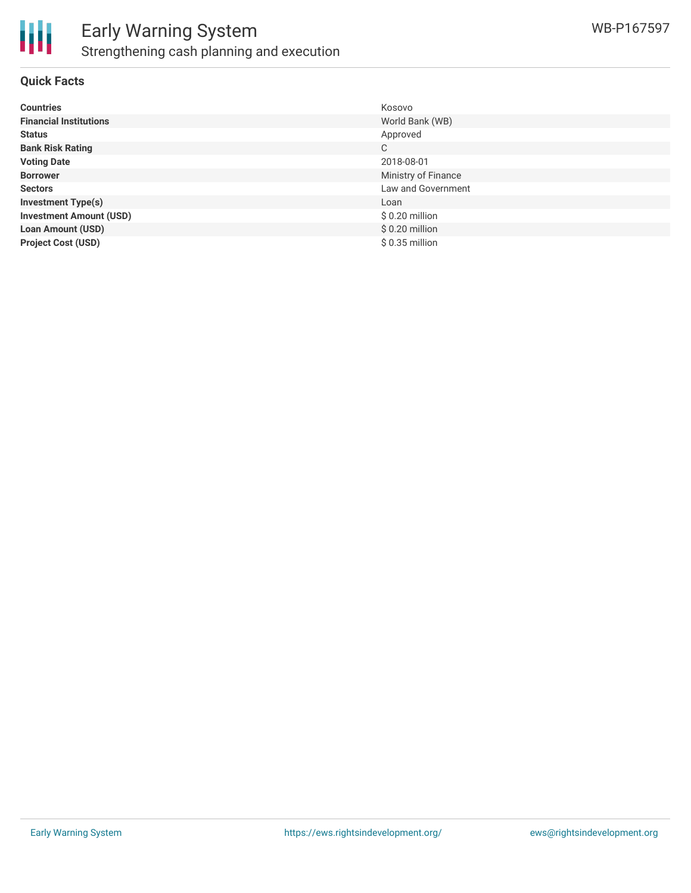# Early Warning System

## Strengthening cash planning and execution

WB-P167597

### Quick Facts

| | |
|---|---|
| **Countries** | Kosovo |
| **Financial Institutions** | World Bank (WB) |
| **Status** | Approved |
| **Bank Risk Rating** | C |
| **Voting Date** | 2018-08-01 |
| **Borrower** | Ministry of Finance |
| **Sectors** | Law and Government |
| **Investment Type(s)** | Loan |
| **Investment Amount (USD)** | $ 0.20 million |
| **Loan Amount (USD)** | $ 0.20 million |
| **Project Cost (USD)** | $ 0.35 million |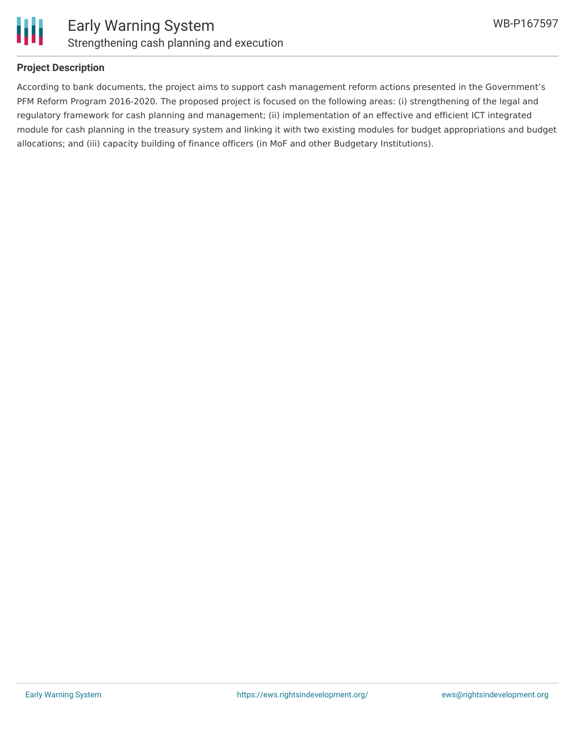**Project Description**

According to bank documents, the project aims to support cash management reform actions presented in the Government's PFM Reform Program 2016-2020. The proposed project is focused on the following areas: (i) strengthening of the legal and regulatory framework for cash planning and management; (ii) implementation of an effective and efficient ICT integrated module for cash planning in the treasury system and linking it with two existing modules for budget appropriations and budget allocations; and (iii) capacity building of finance officers (in MoF and other Budgetary Institutions).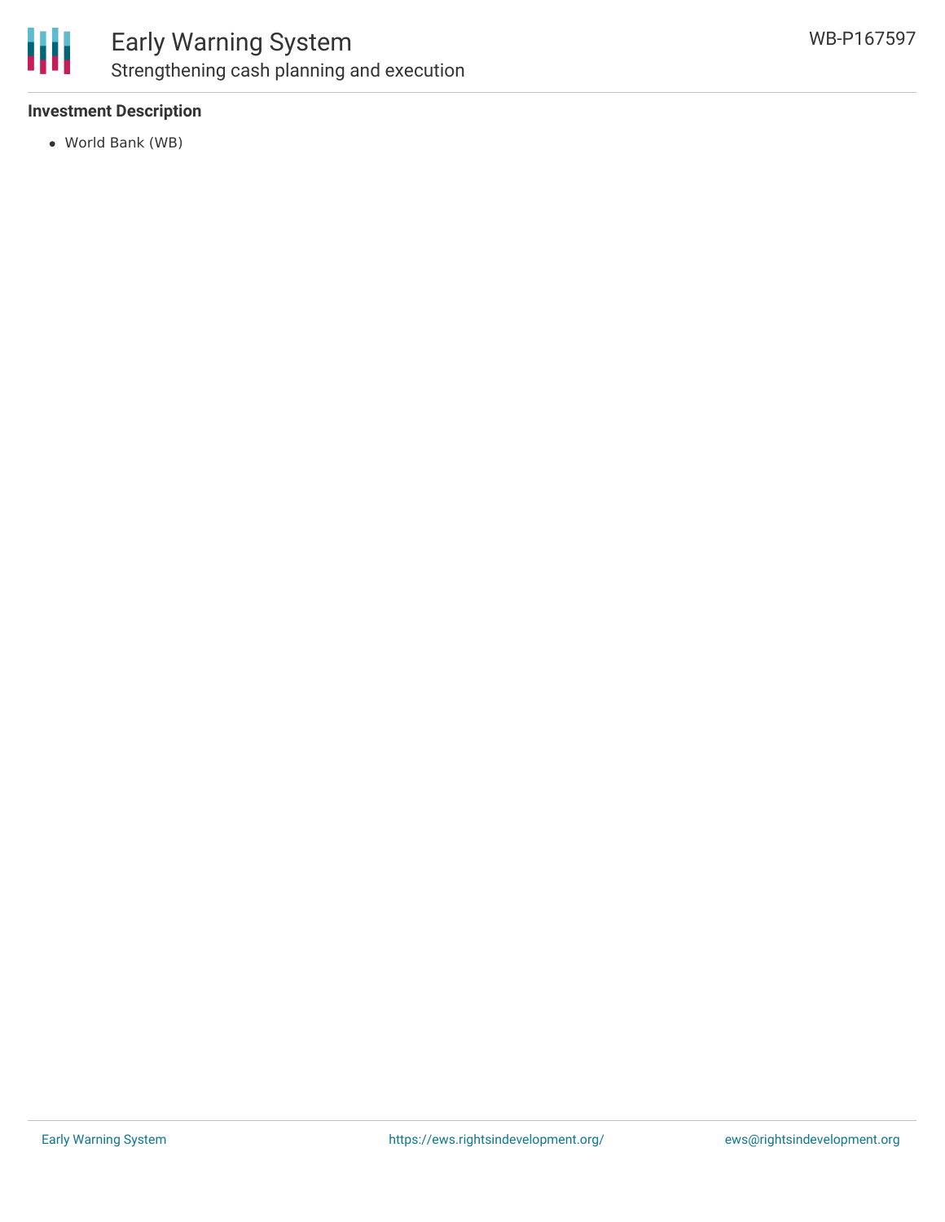### Investment Description

- World Bank (WB)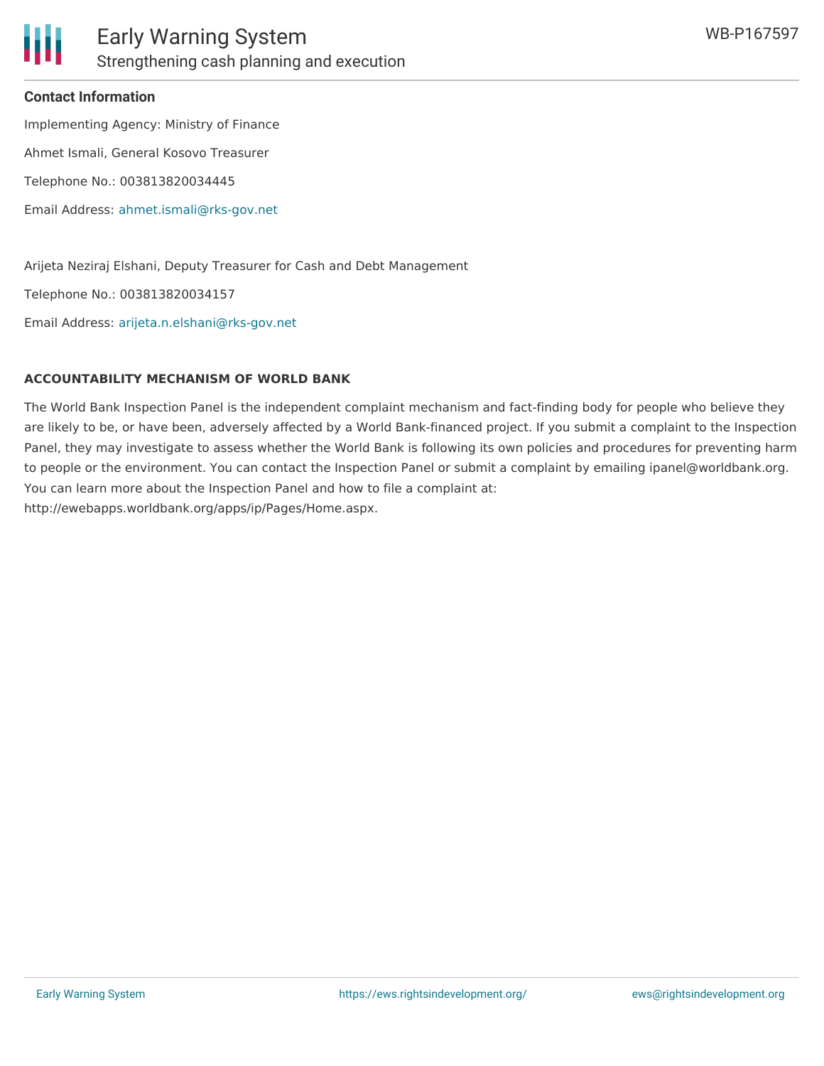**Contact Information**

Implementing Agency: Ministry of Finance

Ahmet Ismali, General Kosovo Treasurer

Telephone No.: 003813820034445

Email Address: ahmet.ismali@rks-gov.net

Arijeta Neziraj Elshani, Deputy Treasurer for Cash and Debt Management

Telephone No.: 003813820034157

Email Address: arijeta.n.elshani@rks-gov.net

**ACCOUNTABILITY MECHANISM OF WORLD BANK**

The World Bank Inspection Panel is the independent complaint mechanism and fact-finding body for people who believe they are likely to be, or have been, adversely affected by a World Bank-financed project. If you submit a complaint to the Inspection Panel, they may investigate to assess whether the World Bank is following its own policies and procedures for preventing harm to people or the environment. You can contact the Inspection Panel or submit a complaint by emailing ipanel@worldbank.org. You can learn more about the Inspection Panel and how to file a complaint at: http://ewebapps.worldbank.org/apps/ip/Pages/Home.aspx.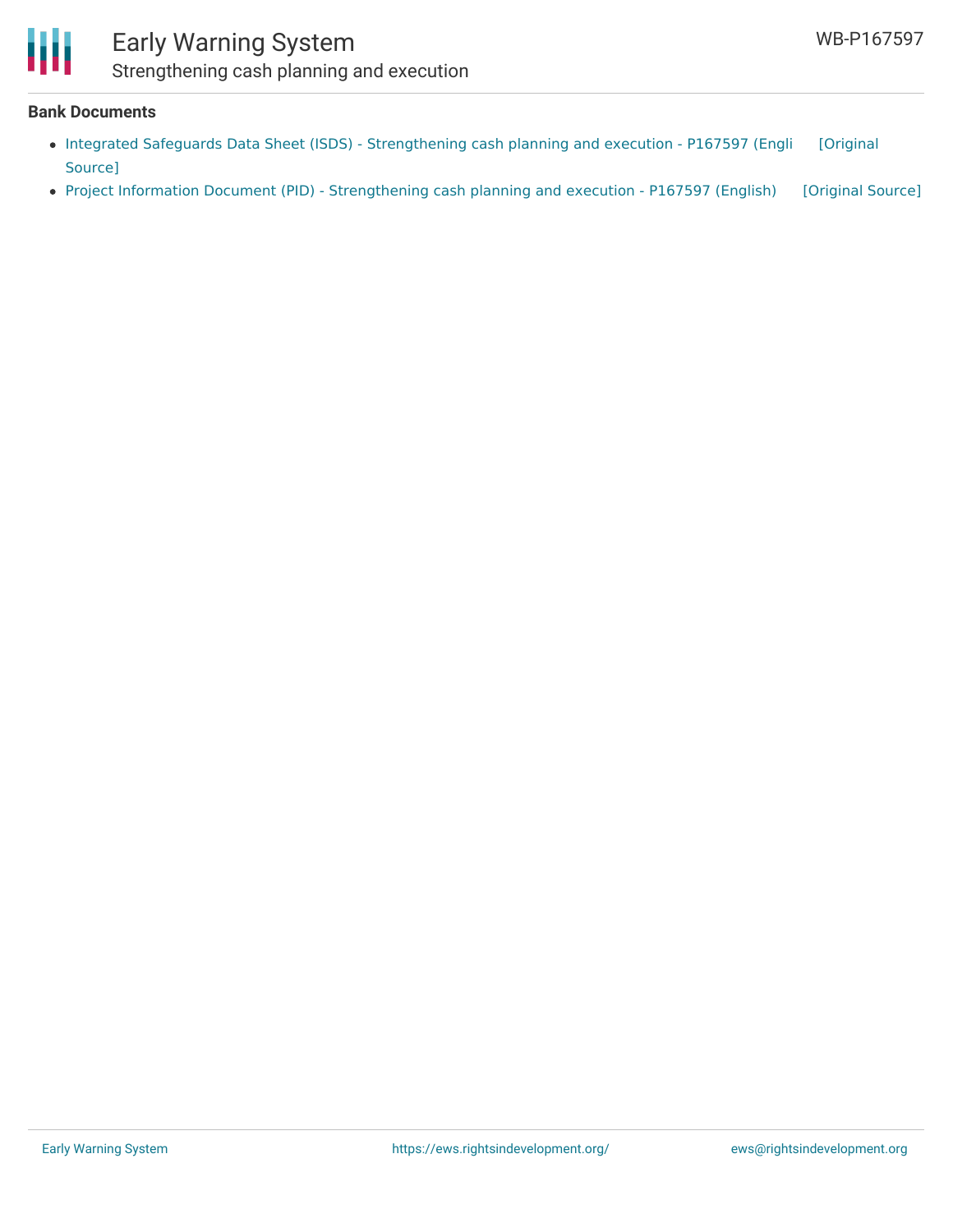**Bank Documents**

- Integrated Safeguards Data Sheet (ISDS) - Strengthening cash planning and execution - P167597 (Engli [Original Source]
- Project Information Document (PID) - Strengthening cash planning and execution - P167597 (English) [Original Source]